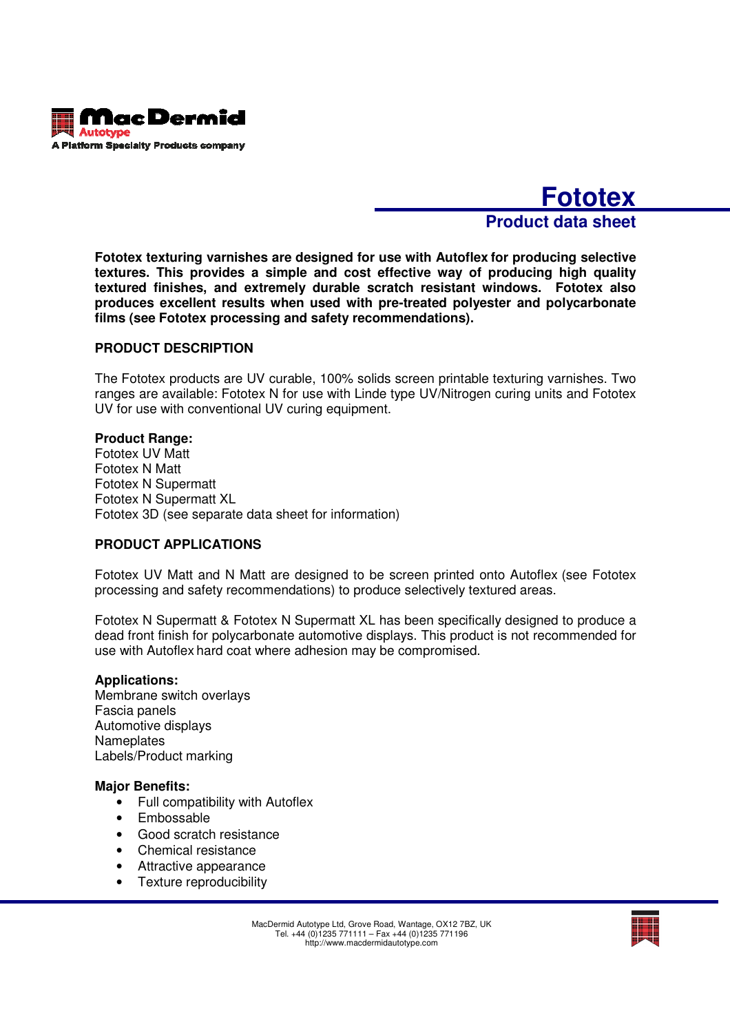MacDermid Autotype

A Platform Specialty Products company

# Fototex

## Product data sheet

**Fototex texturing varnishes are designed for use with Autoflex for producing selective textures. This provides a simple and cost effective way of producing high quality textured finishes, and extremely durable scratch resistant windows. Fototex also produces excellent results when used with pre-treated polyester and polycarbonate films (see Fototex processing and safety recommendations).**

### PRODUCT DESCRIPTION

The Fototex products are UV curable, 100% solids screen printable texturing varnishes. Two ranges are available: Fototex N for use with Linde type UV/Nitrogen curing units and Fototex UV for use with conventional UV curing equipment.

**Product Range:**
Fototex UV Matt
Fototex N Matt
Fototex N Supermatt
Fototex N Supermatt XL
Fototex 3D (see separate data sheet for information)

### PRODUCT APPLICATIONS

Fototex UV Matt and N Matt are designed to be screen printed onto Autoflex (see Fototex processing and safety recommendations) to produce selectively textured areas.

Fototex N Supermatt & Fototex N Supermatt XL has been specifically designed to produce a dead front finish for polycarbonate automotive displays. This product is not recommended for use with Autoflex hard coat where adhesion may be compromised.

**Applications:**
Membrane switch overlays
Fascia panels
Automotive displays
Nameplates
Labels/Product marking

**Major Benefits:**

- Full compatibility with Autoflex
- Embossable
- Good scratch resistance
- Chemical resistance
- Attractive appearance
- Texture reproducibility

MacDermid Autotype Ltd, Grove Road, Wantage, OX12 7BZ, UK
Tel. +44 (0)1235 771111 – Fax +44 (0)1235 771196
http://www.macdermidautotype.com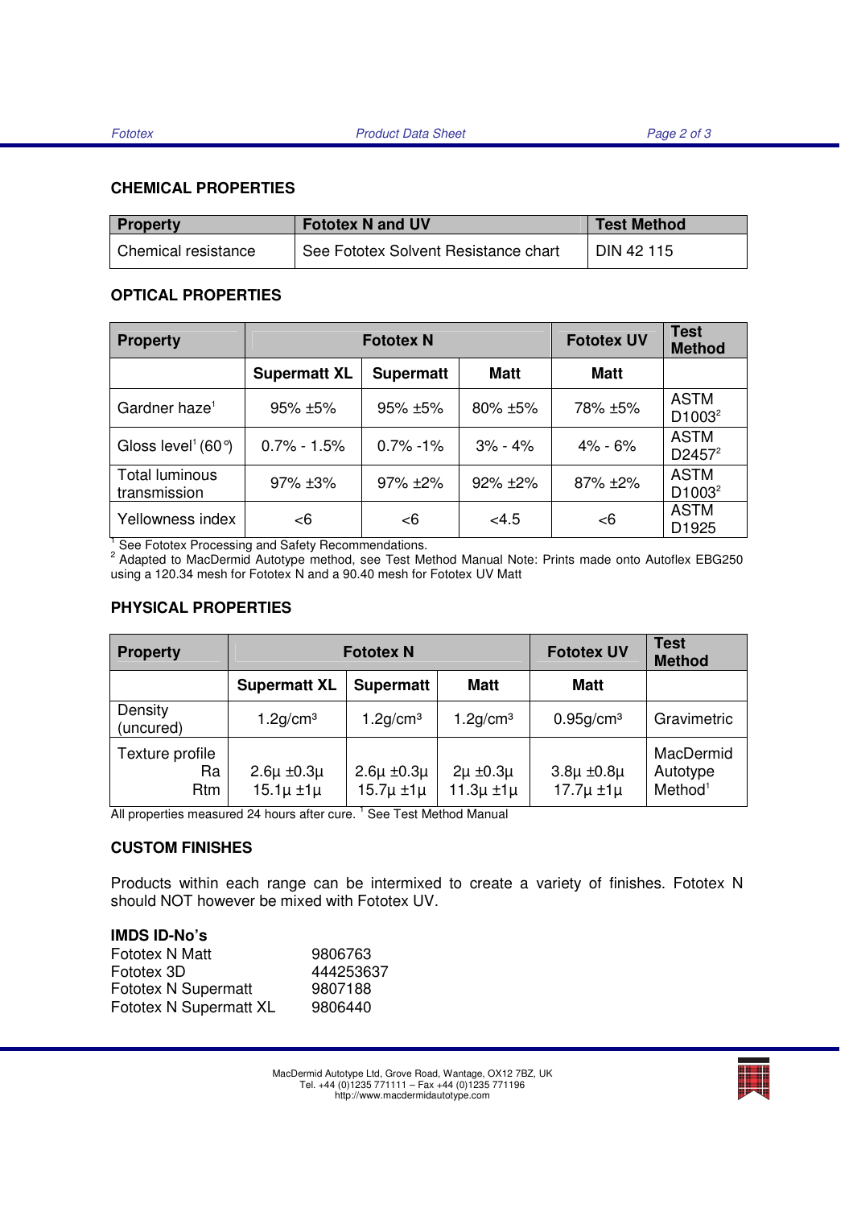## CHEMICAL PROPERTIES

| Property | Fotótex N and UV | Test Method |
|---|---|---|
| Chemical resistance | See Fototex Solvent Resistance chart | DIN 42 115 |

## OPTICAL PROPERTIES

| Property | Fototex N | | | Fototex UV | Test Method |
|---|---|---|---|---|---|
| | Supermatt XL | Supermatt | Matt | Matt | |
| Gardner haze[1] | 95% ±5% | 95% ±5% | 80% ±5% | 78% ±5% | ASTM D1003[2] |
| Gloss level[1] (60°) | 0.7% - 1.5% | 0.7% -1% | 3% - 4% | 4% - 6% | ASTM D2457[2] |
| Total luminous transmission | 97% ±3% | 97% ±2% | 92% ±2% | 87% ±2% | ASTM D1003[2] |
| Yellowness index | <6 | <6 | <4.5 | <6 | ASTM D1925 |

[1] See Fototex Processing and Safety Recommendations.
[2] Adapted to MacDermid Autotype method, see Test Method Manual Note: Prints made onto Autoflex EBG250 using a 120.34 mesh for Fototex N and a 90.40 mesh for Fototex UV Matt

## PHYSICAL PROPERTIES

| Property | Fototex N | | | Fototex UV | Test Method |
|---|---|---|---|---|---|
| | Supermatt XL | Supermatt | Matt | Matt | |
| Density (uncured) | 1.2g/cm³ | 1.2g/cm³ | 1.2g/cm³ | 0.95g/cm³ | Gravimetric |
| Texture profile Ra<br>Rtm | 2.6µ ±0.3µ<br>15.1µ ±1µ | 2.6µ ±0.3µ<br>15.7µ ±1µ | 2µ ±0.3µ<br>11.3µ ±1µ | 3.8µ ±0.8µ<br>17.7µ ±1µ | MacDermid Autotype Method[1] |

All properties measured 24 hours after cure. [1] See Test Method Manual

## CUSTOM FINISHES

Products within each range can be intermixed to create a variety of finishes. Fototex N should NOT however be mixed with Fototex UV.

### IMDS ID-No's

| | |
|---|---|
| Fototex N Matt | 9806763 |
| Fototex 3D | 444253637 |
| Fototex N Supermatt | 9807188 |
| Fototex N Supermatt XL | 9806440 |

MacDermid Autotype Ltd, Grove Road, Wantage, OX12 7BZ, UK
Tel. +44 (0)1235 771111 – Fax +44 (0)1235 771196
http://www.macdermidautotype.com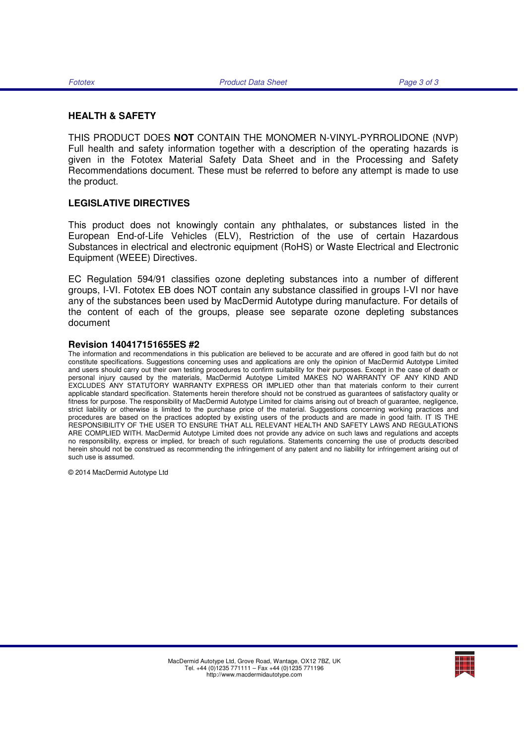## HEALTH & SAFETY

THIS PRODUCT DOES **NOT** CONTAIN THE MONOMER N-VINYL-PYRROLIDONE (NVP) Full health and safety information together with a description of the operating hazards is given in the Fototex Material Safety Data Sheet and in the Processing and Safety Recommendations document. These must be referred to before any attempt is made to use the product.

## LEGISLATIVE DIRECTIVES

This product does not knowingly contain any phthalates, or substances listed in the European End-of-Life Vehicles (ELV), Restriction of the use of certain Hazardous Substances in electrical and electronic equipment (RoHS) or Waste Electrical and Electronic Equipment (WEEE) Directives.

EC Regulation 594/91 classifies ozone depleting substances into a number of different groups, I-VI. Fototex EB does NOT contain any substance classified in groups I-VI nor have any of the substances been used by MacDermid Autotype during manufacture. For details of the content of each of the groups, please see separate ozone depleting substances document

**Revision 140417151655ES #2**

The information and recommendations in this publication are believed to be accurate and are offered in good faith but do not constitute specifications. Suggestions concerning uses and applications are only the opinion of MacDermid Autotype Limited and users should carry out their own testing procedures to confirm suitability for their purposes. Except in the case of death or personal injury caused by the materials, MacDermid Autotype Limited MAKES NO WARRANTY OF ANY KIND AND EXCLUDES ANY STATUTORY WARRANTY EXPRESS OR IMPLIED other than that materials conform to their current applicable standard specification. Statements herein therefore should not be construed as guarantees of satisfactory quality or fitness for purpose. The responsibility of MacDermid Autotype Limited for claims arising out of breach of guarantee, negligence, strict liability or otherwise is limited to the purchase price of the material. Suggestions concerning working practices and procedures are based on the practices adopted by existing users of the products and are made in good faith. IT IS THE RESPONSIBILITY OF THE USER TO ENSURE THAT ALL RELEVANT HEALTH AND SAFETY LAWS AND REGULATIONS ARE COMPLIED WITH. MacDermid Autotype Limited does not provide any advice on such laws and regulations and accepts no responsibility, express or implied, for breach of such regulations. Statements concerning the use of products described herein should not be construed as recommending the infringement of any patent and no liability for infringement arising out of such use is assumed.

© 2014 MacDermid Autotype Ltd

MacDermid Autotype Ltd, Grove Road, Wantage, OX12 7BZ, UK
Tel. +44 (0)1235 771111 – Fax +44 (0)1235 771196
http://www.macdermidautotype.com